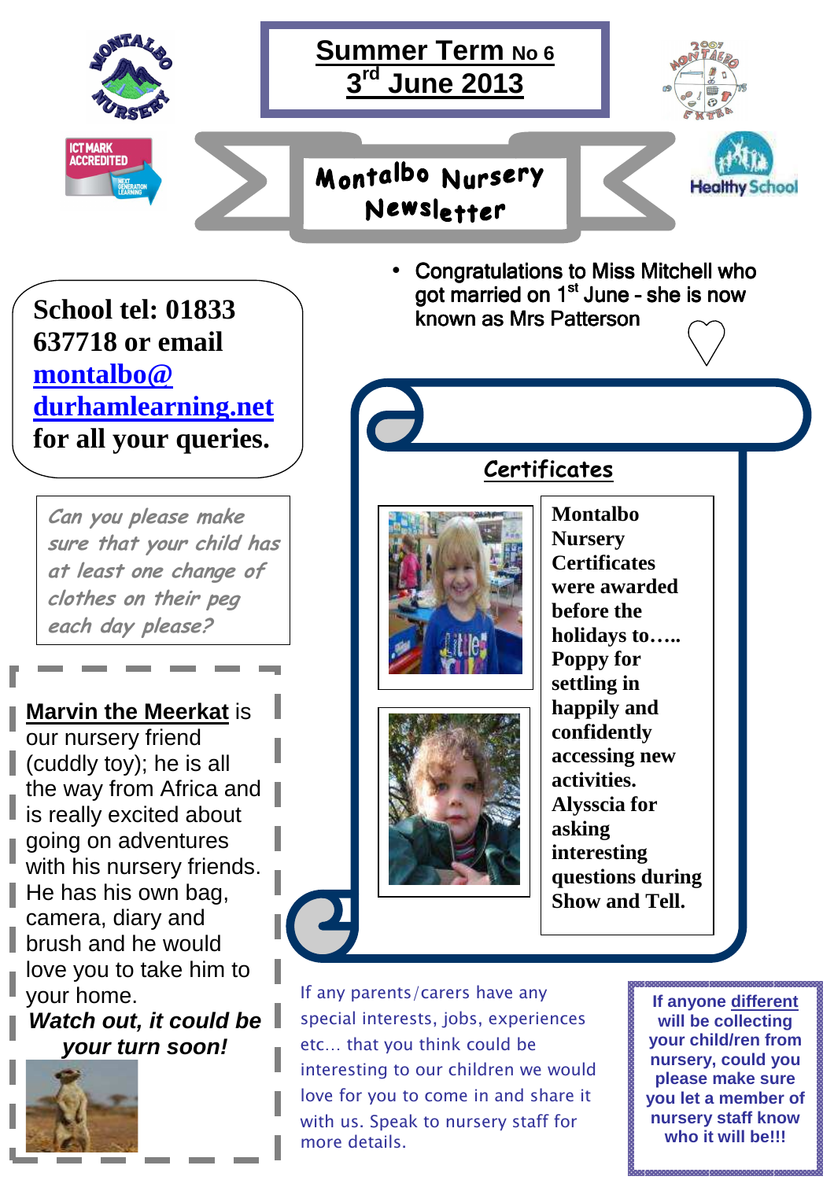# Summer Term No 6
## 3rd June 2013

# Montalbo Nursery Newsletter

**School tel: 01833 637718 or email [montalbo@durhamlearning.net](mailto:montalbo@durhamlearning.net) for all your queries.**

*Can you please make sure that your child has at least one change of clothes on their peg each day please?*

**Marvin the Meerkat** is our nursery friend (cuddly toy); he is all the way from Africa and is really excited about going on adventures with his nursery friends. He has his own bag, camera, diary and brush and he would love you to take him to your home.

***Watch out, it could be your turn soon!***

- Congratulations to Miss Mitchell who got married on 1st June - she is now known as Mrs Patterson ♡

## Certificates

**Montalbo Nursery Certificates were awarded before the holidays to….. Poppy for settling in happily and confidently accessing new activities. Alysscia for asking interesting questions during Show and Tell.**

If any parents/carers have any special interests, jobs, experiences etc… that you think could be interesting to our children we would love for you to come in and share it with us. Speak to nursery staff for more details.

**If anyone different will be collecting your child/ren from nursery, could you please make sure you let a member of nursery staff know who it will be!!!**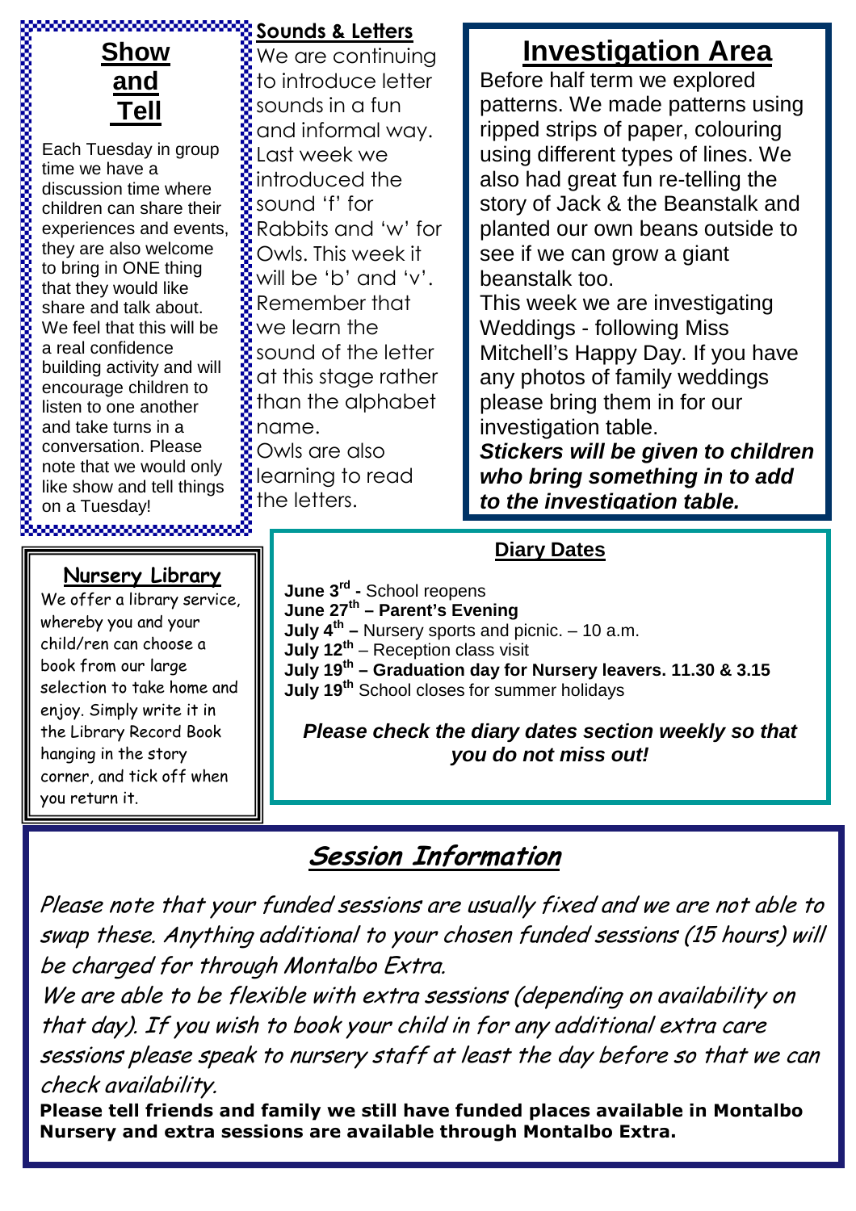## Show and Tell

Each Tuesday in group time we have a discussion time where children can share their experiences and events, they are also welcome to bring in ONE thing that they would like share and talk about. We feel that this will be a real confidence building activity and will encourage children to listen to one another and take turns in a conversation. Please note that we would only like show and tell things on a Tuesday!

## Sounds & Letters

We are continuing to introduce letter sounds in a fun and informal way. Last week we introduced the sound 'f' for Rabbits and 'w' for Owls. This week it will be 'b' and 'v'. Remember that we learn the sound of the letter at this stage rather than the alphabet name.

Owls are also learning to read the letters.

## Investigation Area

Before half term we explored patterns. We made patterns using ripped strips of paper, colouring using different types of lines. We also had great fun re-telling the story of Jack & the Beanstalk and planted our own beans outside to see if we can grow a giant beanstalk too.

This week we are investigating Weddings - following Miss Mitchell's Happy Day. If you have any photos of family weddings please bring them in for our investigation table.

***Stickers will be given to children who bring something in to add to the investigation table.***

## Nursery Library

We offer a library service, whereby you and your child/ren can choose a book from our large selection to take home and enjoy. Simply write it in the Library Record Book hanging in the story corner, and tick off when you return it.

## Diary Dates

**June 3rd -** School reopens
**June 27th – Parent's Evening**
**July 4th –** Nursery sports and picnic. – 10 a.m.
**July 12th** – Reception class visit
**July 19th – Graduation day for Nursery leavers. 11.30 & 3.15**
**July 19th** School closes for summer holidays

***Please check the diary dates section weekly so that you do not miss out!***

## Session Information

*Please note that your funded sessions are usually fixed and we are not able to swap these. Anything additional to your chosen funded sessions (15 hours) will be charged for through Montalbo Extra.*

*We are able to be flexible with extra sessions (depending on availability on that day). If you wish to book your child in for any additional extra care sessions please speak to nursery staff at least the day before so that we can check availability.*

**Please tell friends and family we still have funded places available in Montalbo Nursery and extra sessions are available through Montalbo Extra.**